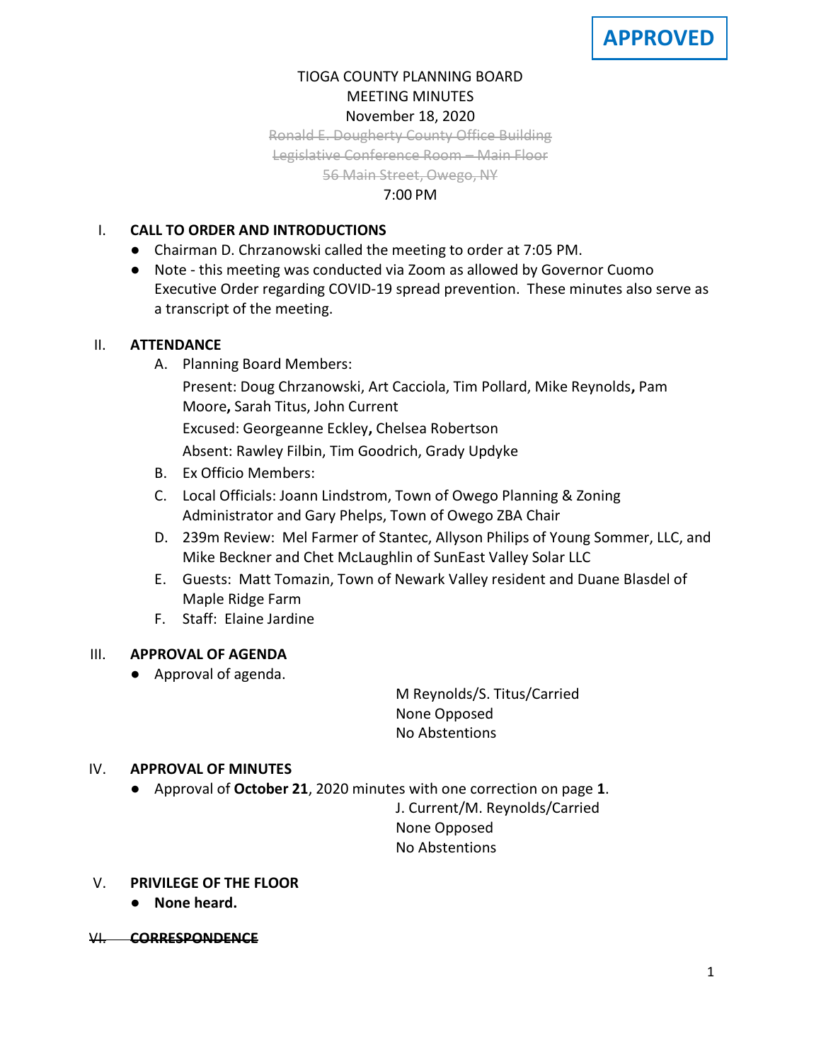**APPROVED**

TIOGA COUNTY PLANNING BOARD
MEETING MINUTES
November 18, 2020

~~Ronald E. Dougherty County Office Building~~
~~Legislative Conference Room – Main Floor~~
~~56 Main Street, Owego, NY~~

7:00 PM

## I. CALL TO ORDER AND INTRODUCTIONS

- Chairman D. Chrzanowski called the meeting to order at 7:05 PM.
- Note - this meeting was conducted via Zoom as allowed by Governor Cuomo Executive Order regarding COVID-19 spread prevention. These minutes also serve as a transcript of the meeting.

## II. ATTENDANCE

A. Planning Board Members:

Present: Doug Chrzanowski, Art Cacciola, Tim Pollard, Mike Reynolds**,** Pam Moore**,** Sarah Titus, John Current

Excused: Georgeanne Eckley**,** Chelsea Robertson

Absent: Rawley Filbin, Tim Goodrich, Grady Updyke

B. Ex Officio Members:

C. Local Officials: Joann Lindstrom, Town of Owego Planning & Zoning Administrator and Gary Phelps, Town of Owego ZBA Chair

D. 239m Review: Mel Farmer of Stantec, Allyson Philips of Young Sommer, LLC, and Mike Beckner and Chet McLaughlin of SunEast Valley Solar LLC

E. Guests: Matt Tomazin, Town of Newark Valley resident and Duane Blasdel of Maple Ridge Farm

F. Staff: Elaine Jardine

## III. APPROVAL OF AGENDA

- Approval of agenda.

M Reynolds/S. Titus/Carried
None Opposed
No Abstentions

## IV. APPROVAL OF MINUTES

- Approval of **October 21**, 2020 minutes with one correction on page **1**.

J. Current/M. Reynolds/Carried
None Opposed
No Abstentions

## V. PRIVILEGE OF THE FLOOR

- **None heard.**

## ~~VI. CORRESPONDENCE~~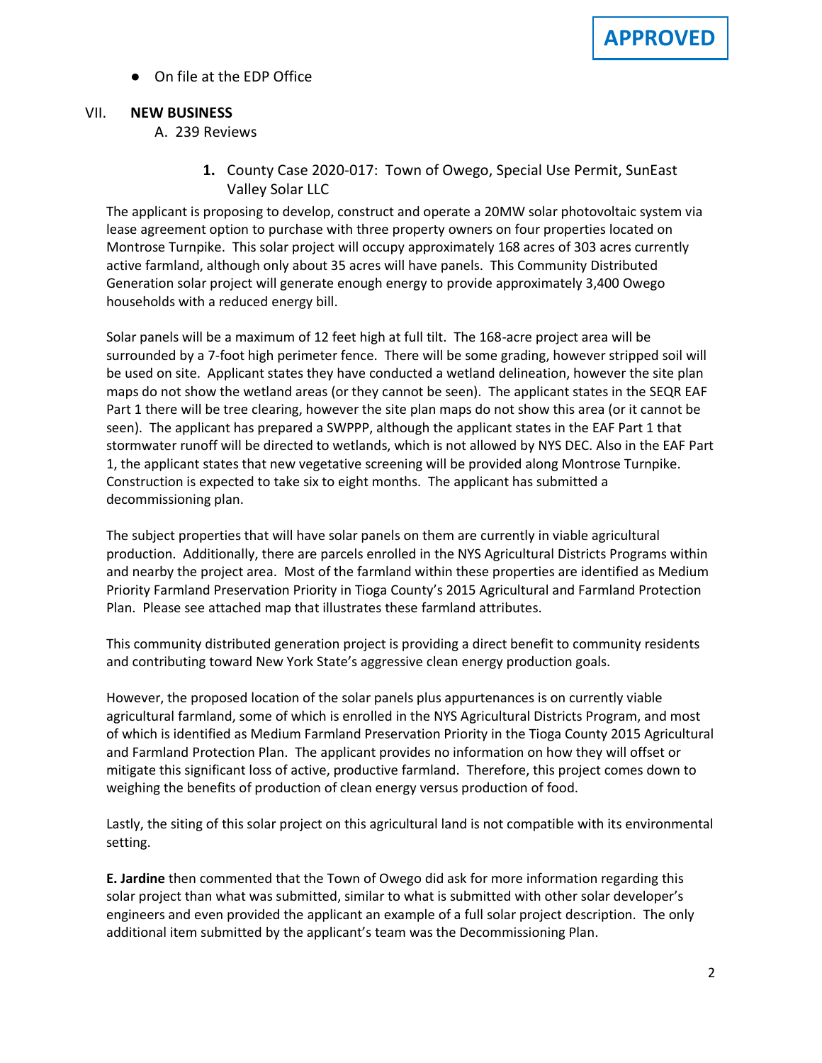**APPROVED**

- On file at the EDP Office

VII. **NEW BUSINESS**

A. 239 Reviews

1. County Case 2020-017: Town of Owego, Special Use Permit, SunEast Valley Solar LLC

The applicant is proposing to develop, construct and operate a 20MW solar photovoltaic system via lease agreement option to purchase with three property owners on four properties located on Montrose Turnpike. This solar project will occupy approximately 168 acres of 303 acres currently active farmland, although only about 35 acres will have panels. This Community Distributed Generation solar project will generate enough energy to provide approximately 3,400 Owego households with a reduced energy bill.

Solar panels will be a maximum of 12 feet high at full tilt. The 168-acre project area will be surrounded by a 7-foot high perimeter fence. There will be some grading, however stripped soil will be used on site. Applicant states they have conducted a wetland delineation, however the site plan maps do not show the wetland areas (or they cannot be seen). The applicant states in the SEQR EAF Part 1 there will be tree clearing, however the site plan maps do not show this area (or it cannot be seen). The applicant has prepared a SWPPP, although the applicant states in the EAF Part 1 that stormwater runoff will be directed to wetlands, which is not allowed by NYS DEC. Also in the EAF Part 1, the applicant states that new vegetative screening will be provided along Montrose Turnpike. Construction is expected to take six to eight months. The applicant has submitted a decommissioning plan.

The subject properties that will have solar panels on them are currently in viable agricultural production. Additionally, there are parcels enrolled in the NYS Agricultural Districts Programs within and nearby the project area. Most of the farmland within these properties are identified as Medium Priority Farmland Preservation Priority in Tioga County's 2015 Agricultural and Farmland Protection Plan. Please see attached map that illustrates these farmland attributes.

This community distributed generation project is providing a direct benefit to community residents and contributing toward New York State's aggressive clean energy production goals.

However, the proposed location of the solar panels plus appurtenances is on currently viable agricultural farmland, some of which is enrolled in the NYS Agricultural Districts Program, and most of which is identified as Medium Farmland Preservation Priority in the Tioga County 2015 Agricultural and Farmland Protection Plan. The applicant provides no information on how they will offset or mitigate this significant loss of active, productive farmland. Therefore, this project comes down to weighing the benefits of production of clean energy versus production of food.

Lastly, the siting of this solar project on this agricultural land is not compatible with its environmental setting.

**E. Jardine** then commented that the Town of Owego did ask for more information regarding this solar project than what was submitted, similar to what is submitted with other solar developer's engineers and even provided the applicant an example of a full solar project description. The only additional item submitted by the applicant's team was the Decommissioning Plan.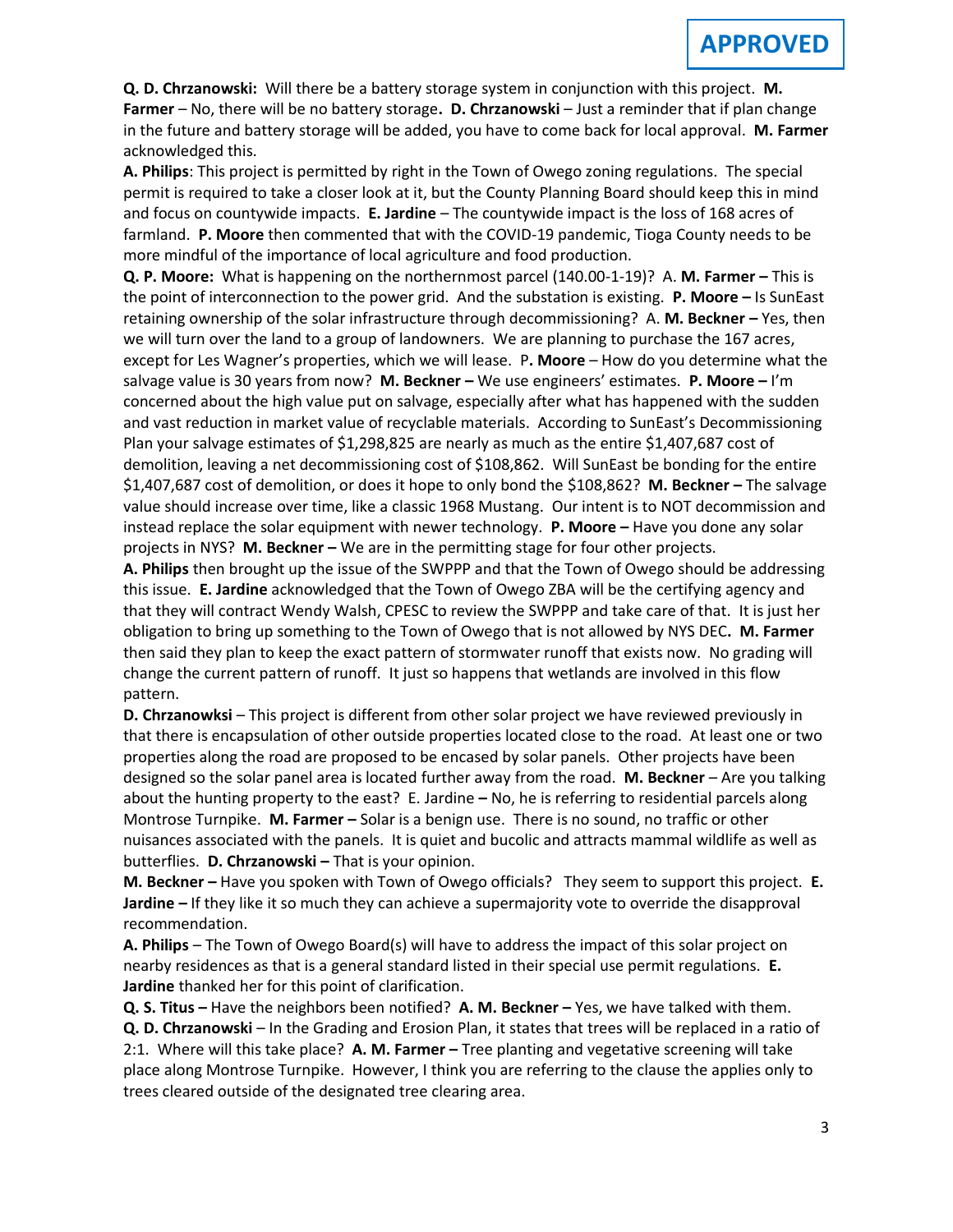**APPROVED**

**Q. D. Chrzanowski:** Will there be a battery storage system in conjunction with this project. **M. Farmer** – No, there will be no battery storage**. D. Chrzanowski** – Just a reminder that if plan change in the future and battery storage will be added, you have to come back for local approval. **M. Farmer** acknowledged this.

**A. Philips**: This project is permitted by right in the Town of Owego zoning regulations. The special permit is required to take a closer look at it, but the County Planning Board should keep this in mind and focus on countywide impacts. **E. Jardine** – The countywide impact is the loss of 168 acres of farmland. **P. Moore** then commented that with the COVID-19 pandemic, Tioga County needs to be more mindful of the importance of local agriculture and food production.

**Q. P. Moore:** What is happening on the northernmost parcel (140.00-1-19)? A. **M. Farmer –** This is the point of interconnection to the power grid. And the substation is existing. **P. Moore –** Is SunEast retaining ownership of the solar infrastructure through decommissioning? A. **M. Beckner –** Yes, then we will turn over the land to a group of landowners. We are planning to purchase the 167 acres, except for Les Wagner's properties, which we will lease. P**. Moore** – How do you determine what the salvage value is 30 years from now? **M. Beckner –** We use engineers' estimates. **P. Moore –** I'm concerned about the high value put on salvage, especially after what has happened with the sudden and vast reduction in market value of recyclable materials. According to SunEast's Decommissioning Plan your salvage estimates of $1,298,825 are nearly as much as the entire $1,407,687 cost of demolition, leaving a net decommissioning cost of $108,862. Will SunEast be bonding for the entire $1,407,687 cost of demolition, or does it hope to only bond the $108,862? **M. Beckner –** The salvage value should increase over time, like a classic 1968 Mustang. Our intent is to NOT decommission and instead replace the solar equipment with newer technology. **P. Moore –** Have you done any solar projects in NYS? **M. Beckner –** We are in the permitting stage for four other projects.

**A. Philips** then brought up the issue of the SWPPP and that the Town of Owego should be addressing this issue. **E. Jardine** acknowledged that the Town of Owego ZBA will be the certifying agency and that they will contract Wendy Walsh, CPESC to review the SWPPP and take care of that. It is just her obligation to bring up something to the Town of Owego that is not allowed by NYS DEC**. M. Farmer** then said they plan to keep the exact pattern of stormwater runoff that exists now. No grading will change the current pattern of runoff. It just so happens that wetlands are involved in this flow pattern.

**D. Chrzanowksi** – This project is different from other solar project we have reviewed previously in that there is encapsulation of other outside properties located close to the road. At least one or two properties along the road are proposed to be encased by solar panels. Other projects have been designed so the solar panel area is located further away from the road. **M. Beckner** – Are you talking about the hunting property to the east? E. Jardine **–** No, he is referring to residential parcels along Montrose Turnpike. **M. Farmer –** Solar is a benign use. There is no sound, no traffic or other nuisances associated with the panels. It is quiet and bucolic and attracts mammal wildlife as well as butterflies. **D. Chrzanowski –** That is your opinion.

**M. Beckner –** Have you spoken with Town of Owego officials? They seem to support this project. **E. Jardine –** If they like it so much they can achieve a supermajority vote to override the disapproval recommendation.

**A. Philips** – The Town of Owego Board(s) will have to address the impact of this solar project on nearby residences as that is a general standard listed in their special use permit regulations. **E. Jardine** thanked her for this point of clarification.

**Q. S. Titus –** Have the neighbors been notified? **A. M. Beckner –** Yes, we have talked with them.

**Q. D. Chrzanowski** – In the Grading and Erosion Plan, it states that trees will be replaced in a ratio of 2:1. Where will this take place? **A. M. Farmer –** Tree planting and vegetative screening will take place along Montrose Turnpike. However, I think you are referring to the clause the applies only to trees cleared outside of the designated tree clearing area.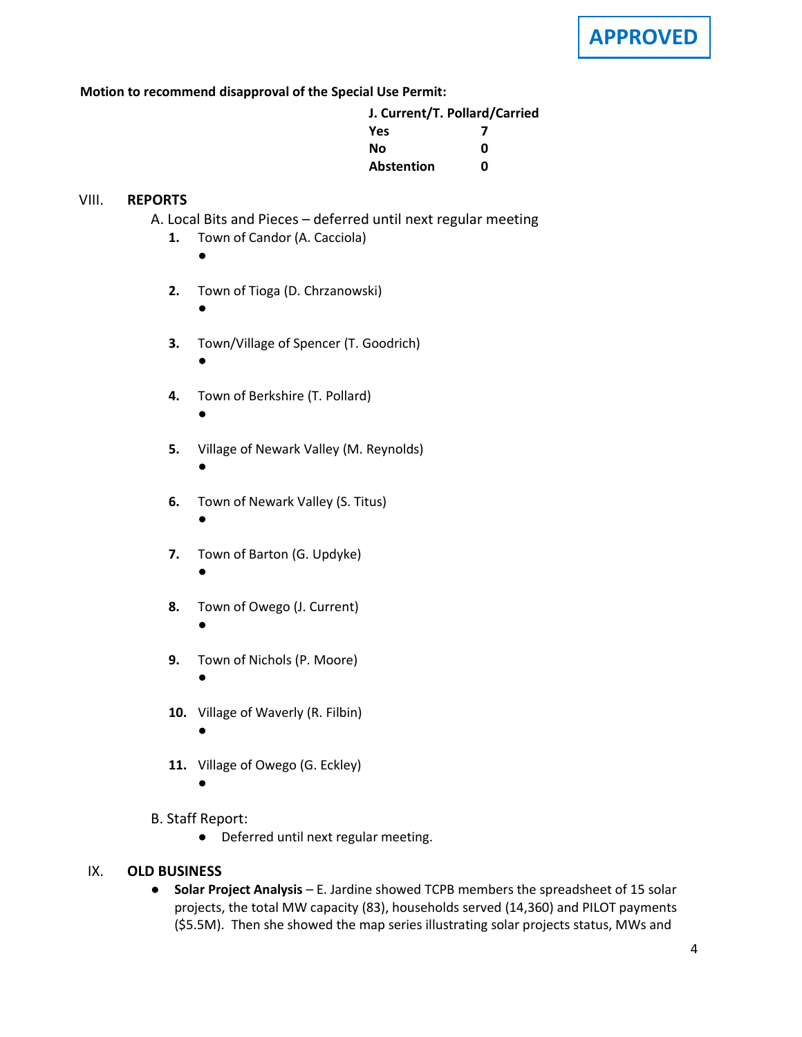**APPROVED**

**Motion to recommend disapproval of the Special Use Permit:**

| **J. Current/T. Pollard/Carried** | |
|---|---|
| **Yes** | **7** |
| **No** | **0** |
| **Abstention** | **0** |

VIII. **REPORTS**

A. Local Bits and Pieces – deferred until next regular meeting

1. Town of Candor (A. Cacciola)
   - 
2. Town of Tioga (D. Chrzanowski)
   - 
3. Town/Village of Spencer (T. Goodrich)
   - 
4. Town of Berkshire (T. Pollard)
   - 
5. Village of Newark Valley (M. Reynolds)
   - 
6. Town of Newark Valley (S. Titus)
   - 
7. Town of Barton (G. Updyke)
   - 
8. Town of Owego (J. Current)
   - 
9. Town of Nichols (P. Moore)
   - 
10. Village of Waverly (R. Filbin)
    - 
11. Village of Owego (G. Eckley)
    - 

B. Staff Report:

- Deferred until next regular meeting.

IX. **OLD BUSINESS**

- **Solar Project Analysis** – E. Jardine showed TCPB members the spreadsheet of 15 solar projects, the total MW capacity (83), households served (14,360) and PILOT payments ($5.5M). Then she showed the map series illustrating solar projects status, MWs and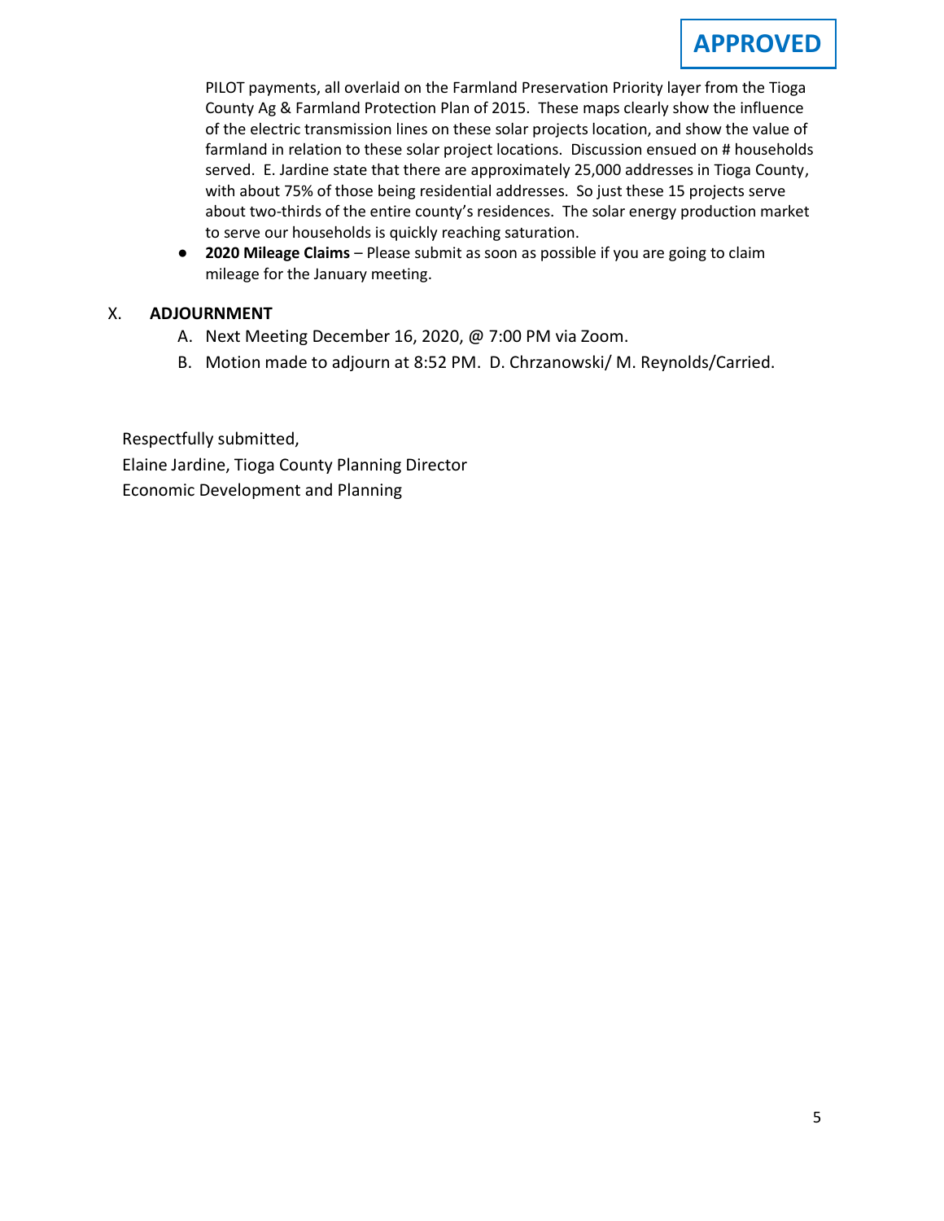**APPROVED**

PILOT payments, all overlaid on the Farmland Preservation Priority layer from the Tioga County Ag & Farmland Protection Plan of 2015. These maps clearly show the influence of the electric transmission lines on these solar projects location, and show the value of farmland in relation to these solar project locations. Discussion ensued on # households served. E. Jardine state that there are approximately 25,000 addresses in Tioga County, with about 75% of those being residential addresses. So just these 15 projects serve about two-thirds of the entire county's residences. The solar energy production market to serve our households is quickly reaching saturation.

- **2020 Mileage Claims** – Please submit as soon as possible if you are going to claim mileage for the January meeting.

X. **ADJOURNMENT**

A. Next Meeting December 16, 2020, @ 7:00 PM via Zoom.
B. Motion made to adjourn at 8:52 PM. D. Chrzanowski/ M. Reynolds/Carried.

Respectfully submitted,
Elaine Jardine, Tioga County Planning Director
Economic Development and Planning